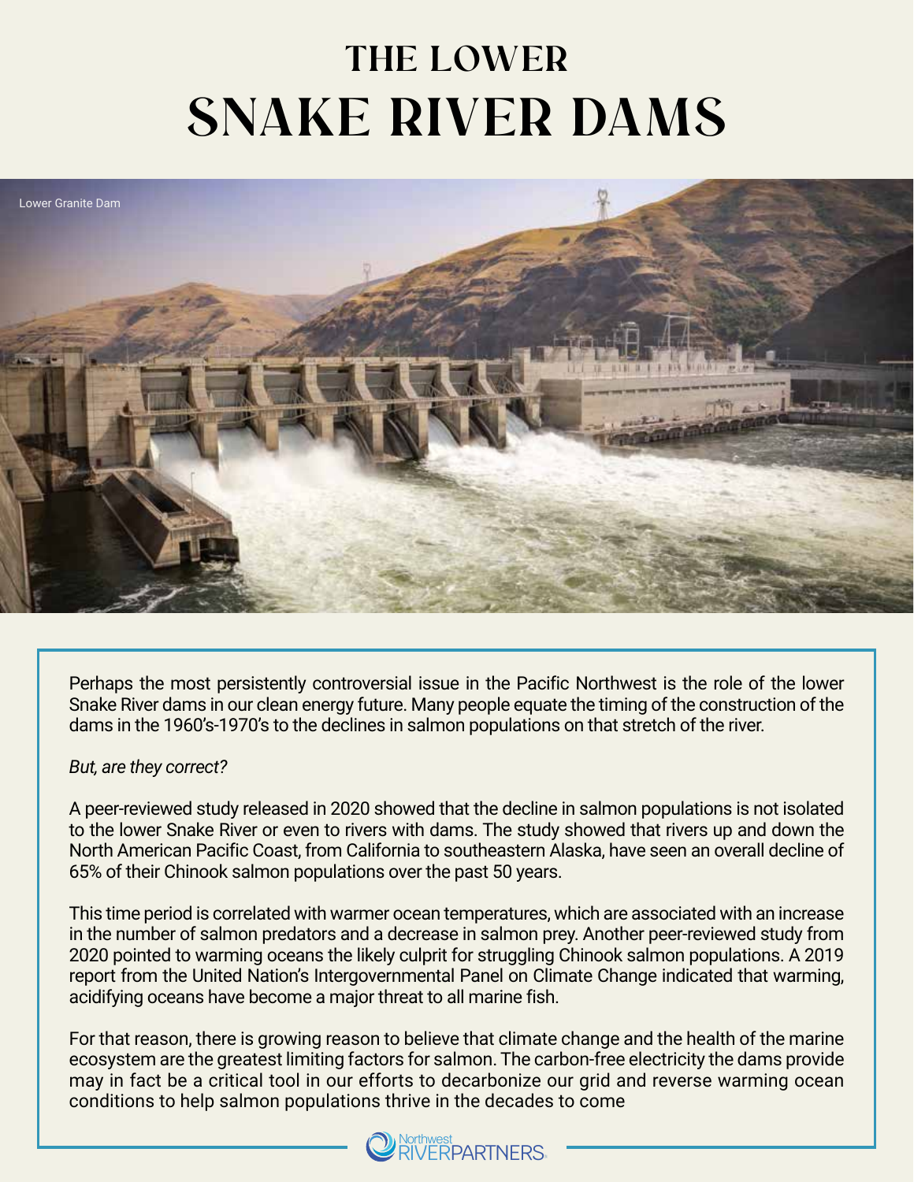# THE LOWER
# SNAKE RIVER DAMS

Lower Granite Dam

Perhaps the most persistently controversial issue in the Pacific Northwest is the role of the lower Snake River dams in our clean energy future. Many people equate the timing of the construction of the dams in the 1960's-1970's to the declines in salmon populations on that stretch of the river.

*But, are they correct?*

A peer-reviewed study released in 2020 showed that the decline in salmon populations is not isolated to the lower Snake River or even to rivers with dams. The study showed that rivers up and down the North American Pacific Coast, from California to southeastern Alaska, have seen an overall decline of 65% of their Chinook salmon populations over the past 50 years.

This time period is correlated with warmer ocean temperatures, which are associated with an increase in the number of salmon predators and a decrease in salmon prey. Another peer-reviewed study from 2020 pointed to warming oceans the likely culprit for struggling Chinook salmon populations. A 2019 report from the United Nation's Intergovernmental Panel on Climate Change indicated that warming, acidifying oceans have become a major threat to all marine fish.

For that reason, there is growing reason to believe that climate change and the health of the marine ecosystem are the greatest limiting factors for salmon. The carbon-free electricity the dams provide may in fact be a critical tool in our efforts to decarbonize our grid and reverse warming ocean conditions to help salmon populations thrive in the decades to come

Northwest RIVERPARTNERS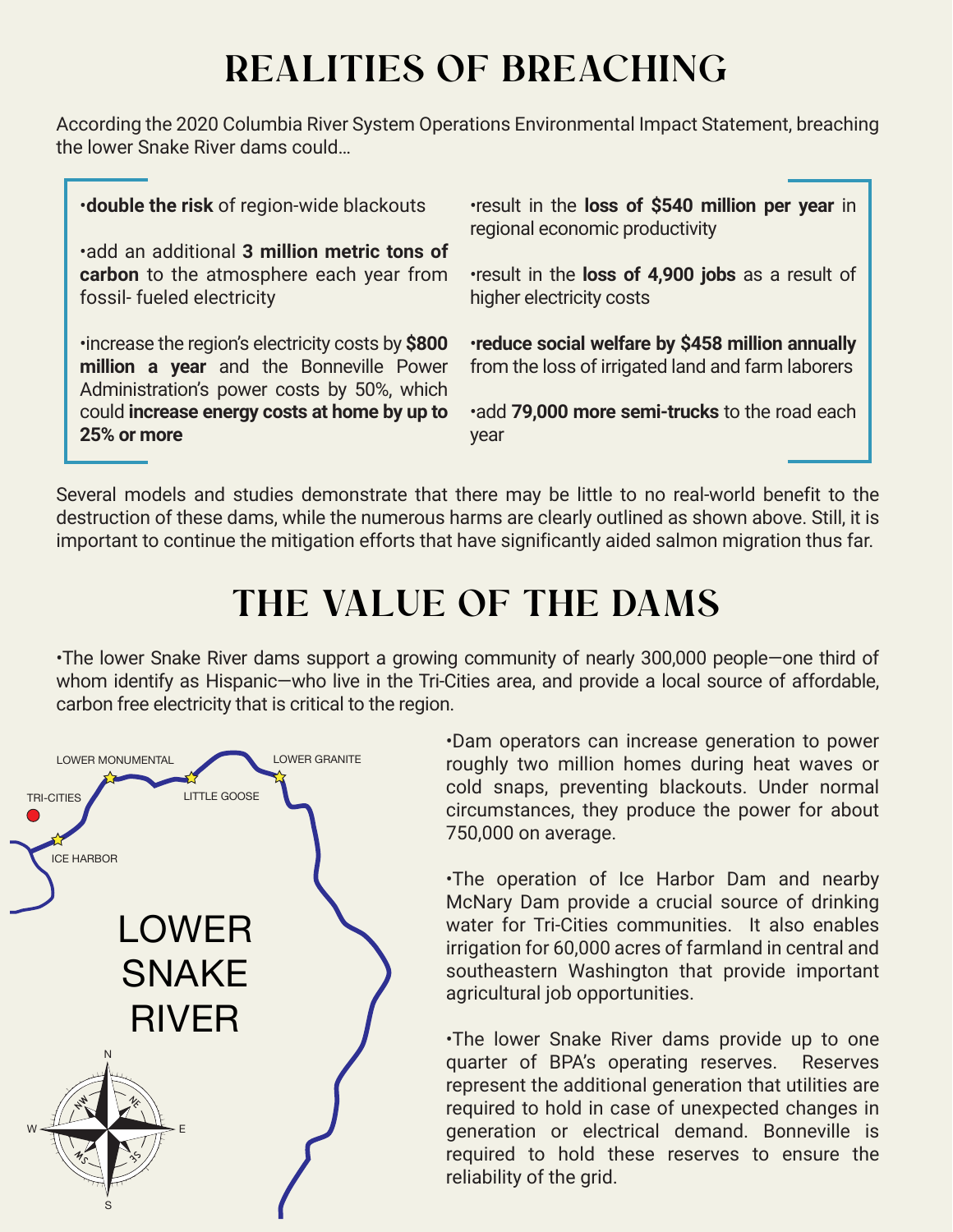# REALITIES OF BREACHING

According the 2020 Columbia River System Operations Environmental Impact Statement, breaching the lower Snake River dams could...

- **double the risk** of region-wide blackouts
- add an additional **3 million metric tons of carbon** to the atmosphere each year from fossil- fueled electricity
- increase the region's electricity costs by **$800 million a year** and the Bonneville Power Administration's power costs by 50%, which could **increase energy costs at home by up to 25% or more**
- result in the **loss of $540 million per year** in regional economic productivity
- result in the **loss of 4,900 jobs** as a result of higher electricity costs
- **reduce social welfare by $458 million annually** from the loss of irrigated land and farm laborers
- add **79,000 more semi-trucks** to the road each year

Several models and studies demonstrate that there may be little to no real-world benefit to the destruction of these dams, while the numerous harms are clearly outlined as shown above. Still, it is important to continue the mitigation efforts that have significantly aided salmon migration thus far.

# THE VALUE OF THE DAMS

- The lower Snake River dams support a growing community of nearly 300,000 people—one third of whom identify as Hispanic—who live in the Tri-Cities area, and provide a local source of affordable, carbon free electricity that is critical to the region.

LOWER MONUMENTAL
LOWER GRANITE
TRI-CITIES
LITTLE GOOSE
ICE HARBOR
LOWER SNAKE RIVER
N
E
S
W
NE
SE
SW
NW

- Dam operators can increase generation to power roughly two million homes during heat waves or cold snaps, preventing blackouts. Under normal circumstances, they produce the power for about 750,000 on average.
- The operation of Ice Harbor Dam and nearby McNary Dam provide a crucial source of drinking water for Tri-Cities communities. It also enables irrigation for 60,000 acres of farmland in central and southeastern Washington that provide important agricultural job opportunities.
- The lower Snake River dams provide up to one quarter of BPA's operating reserves. Reserves represent the additional generation that utilities are required to hold in case of unexpected changes in generation or electrical demand. Bonneville is required to hold these reserves to ensure the reliability of the grid.